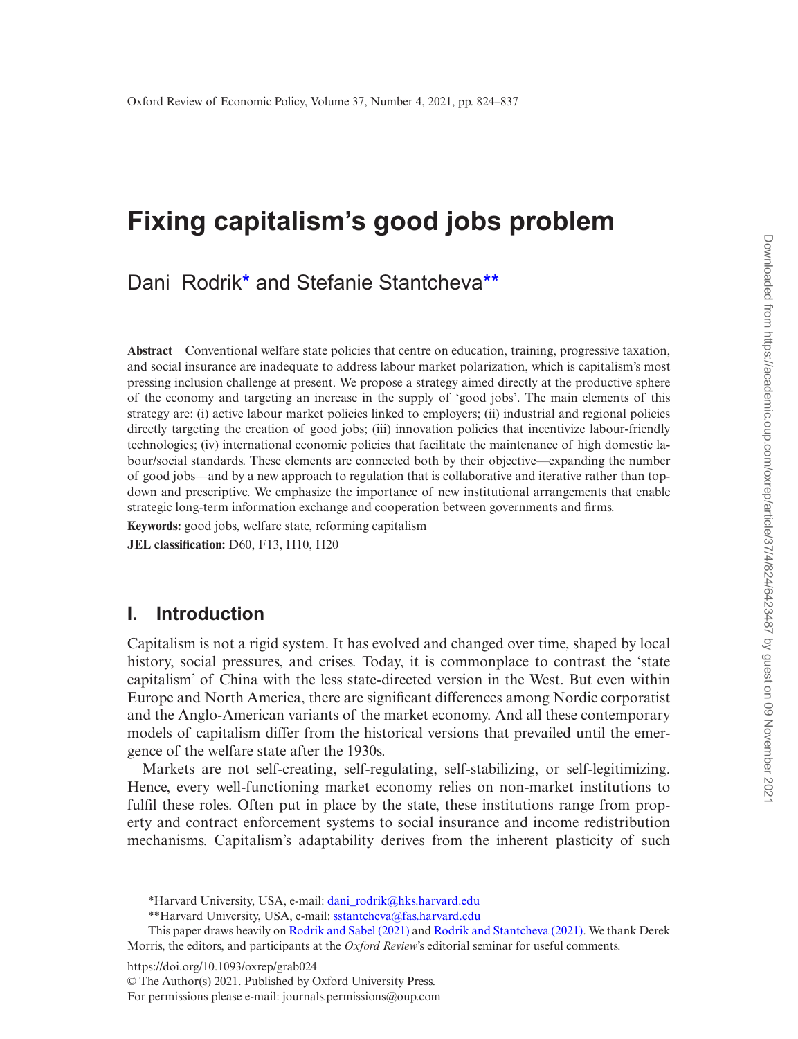# Fixing capitalism's good jobs problem

Dani Rodrik* and Stefanie Stantcheva**

**Abstract** Conventional welfare state policies that centre on education, training, progressive taxation, and social insurance are inadequate to address labour market polarization, which is capitalism's most pressing inclusion challenge at present. We propose a strategy aimed directly at the productive sphere of the economy and targeting an increase in the supply of 'good jobs'. The main elements of this strategy are: (i) active labour market policies linked to employers; (ii) industrial and regional policies directly targeting the creation of good jobs; (iii) innovation policies that incentivize labour-friendly technologies; (iv) international economic policies that facilitate the maintenance of high domestic labour/social standards. These elements are connected both by their objective—expanding the number of good jobs—and by a new approach to regulation that is collaborative and iterative rather than top-down and prescriptive. We emphasize the importance of new institutional arrangements that enable strategic long-term information exchange and cooperation between governments and firms.

**Keywords:** good jobs, welfare state, reforming capitalism

**JEL classification:** D60, F13, H10, H20

## I. Introduction

Capitalism is not a rigid system. It has evolved and changed over time, shaped by local history, social pressures, and crises. Today, it is commonplace to contrast the 'state capitalism' of China with the less state-directed version in the West. But even within Europe and North America, there are significant differences among Nordic corporatist and the Anglo-American variants of the market economy. And all these contemporary models of capitalism differ from the historical versions that prevailed until the emergence of the welfare state after the 1930s.

Markets are not self-creating, self-regulating, self-stabilizing, or self-legitimizing. Hence, every well-functioning market economy relies on non-market institutions to fulfil these roles. Often put in place by the state, these institutions range from property and contract enforcement systems to social insurance and income redistribution mechanisms. Capitalism's adaptability derives from the inherent plasticity of such

*Harvard University, USA, e-mail: dani_rodrik@hks.harvard.edu

**Harvard University, USA, e-mail: sstantcheva@fas.harvard.edu

This paper draws heavily on Rodrik and Sabel (2021) and Rodrik and Stantcheva (2021). We thank Derek Morris, the editors, and participants at the *Oxford Review*'s editorial seminar for useful comments.

https://doi.org/10.1093/oxrep/grab024

© The Author(s) 2021. Published by Oxford University Press.

For permissions please e-mail: journals.permissions@oup.com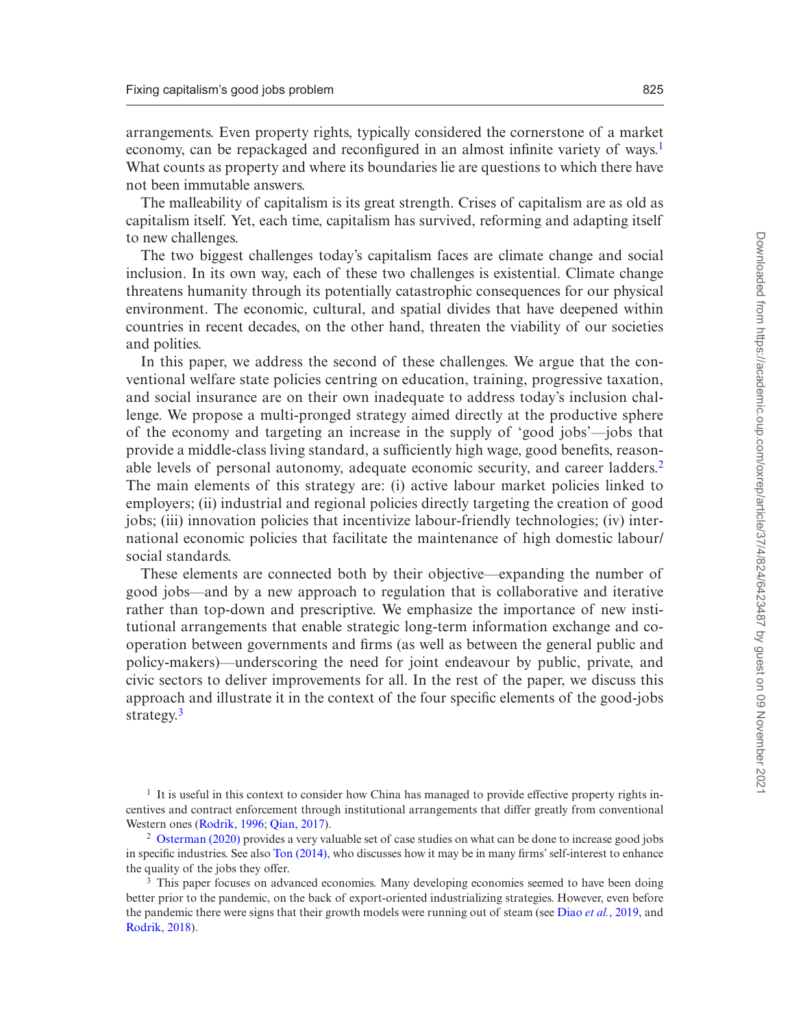arrangements. Even property rights, typically considered the cornerstone of a market economy, can be repackaged and reconfigured in an almost infinite variety of ways.[1] What counts as property and where its boundaries lie are questions to which there have not been immutable answers.

The malleability of capitalism is its great strength. Crises of capitalism are as old as capitalism itself. Yet, each time, capitalism has survived, reforming and adapting itself to new challenges.

The two biggest challenges today's capitalism faces are climate change and social inclusion. In its own way, each of these two challenges is existential. Climate change threatens humanity through its potentially catastrophic consequences for our physical environment. The economic, cultural, and spatial divides that have deepened within countries in recent decades, on the other hand, threaten the viability of our societies and polities.

In this paper, we address the second of these challenges. We argue that the conventional welfare state policies centring on education, training, progressive taxation, and social insurance are on their own inadequate to address today's inclusion challenge. We propose a multi-pronged strategy aimed directly at the productive sphere of the economy and targeting an increase in the supply of 'good jobs'—jobs that provide a middle-class living standard, a sufficiently high wage, good benefits, reasonable levels of personal autonomy, adequate economic security, and career ladders.[2] The main elements of this strategy are: (i) active labour market policies linked to employers; (ii) industrial and regional policies directly targeting the creation of good jobs; (iii) innovation policies that incentivize labour-friendly technologies; (iv) international economic policies that facilitate the maintenance of high domestic labour/social standards.

These elements are connected both by their objective—expanding the number of good jobs—and by a new approach to regulation that is collaborative and iterative rather than top-down and prescriptive. We emphasize the importance of new institutional arrangements that enable strategic long-term information exchange and co-operation between governments and firms (as well as between the general public and policy-makers)—underscoring the need for joint endeavour by public, private, and civic sectors to deliver improvements for all. In the rest of the paper, we discuss this approach and illustrate it in the context of the four specific elements of the good-jobs strategy.[3]

---

[1] It is useful in this context to consider how China has managed to provide effective property rights incentives and contract enforcement through institutional arrangements that differ greatly from conventional Western ones (Rodrik, 1996; Qian, 2017).

[2] Osterman (2020) provides a very valuable set of case studies on what can be done to increase good jobs in specific industries. See also Ton (2014), who discusses how it may be in many firms' self-interest to enhance the quality of the jobs they offer.

[3] This paper focuses on advanced economies. Many developing economies seemed to have been doing better prior to the pandemic, on the back of export-oriented industrializing strategies. However, even before the pandemic there were signs that their growth models were running out of steam (see Diao *et al.*, 2019, and Rodrik, 2018).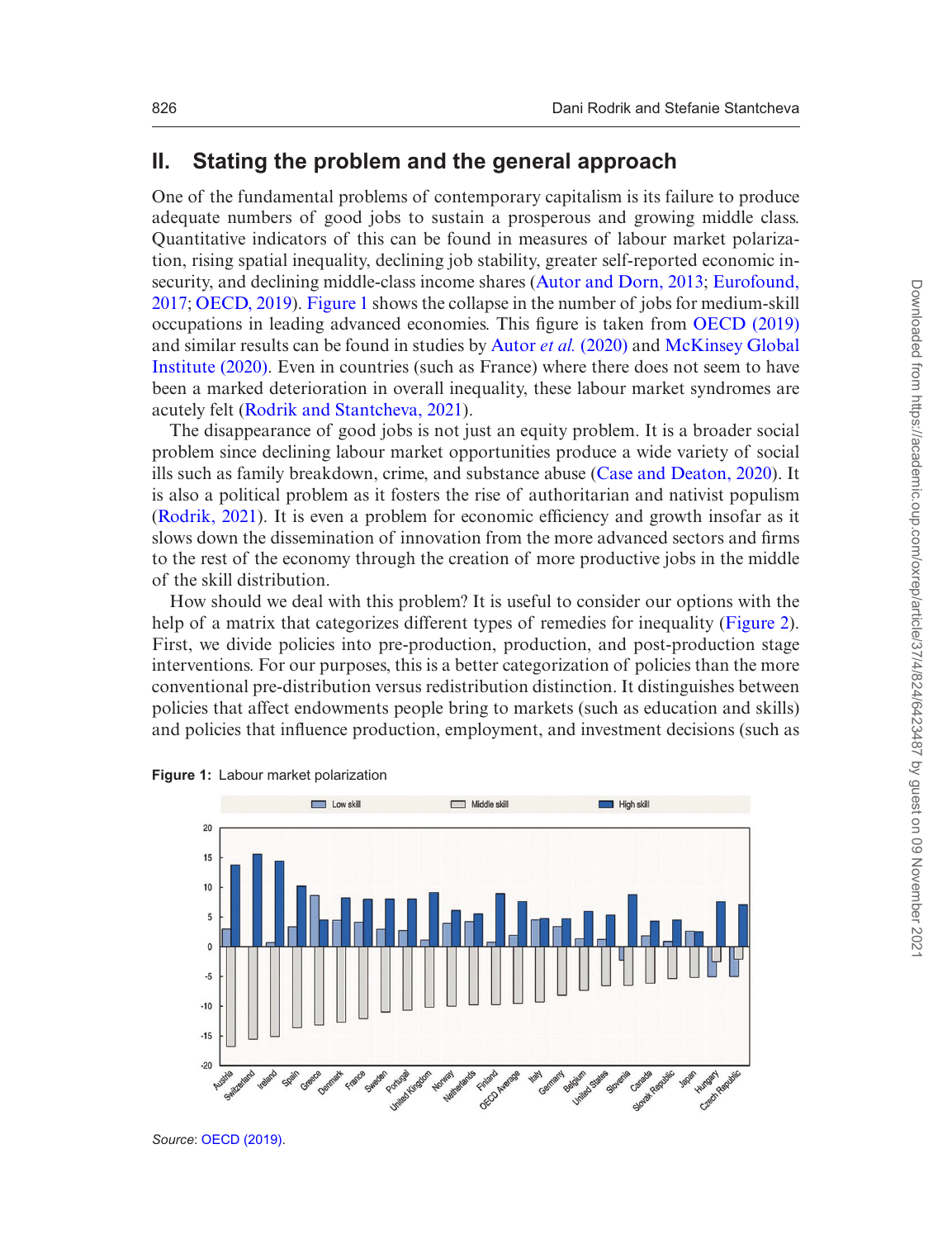## II. Stating the problem and the general approach

One of the fundamental problems of contemporary capitalism is its failure to produce adequate numbers of good jobs to sustain a prosperous and growing middle class. Quantitative indicators of this can be found in measures of labour market polarization, rising spatial inequality, declining job stability, greater self-reported economic insecurity, and declining middle-class income shares (Autor and Dorn, 2013; Eurofound, 2017; OECD, 2019). Figure 1 shows the collapse in the number of jobs for medium-skill occupations in leading advanced economies. This figure is taken from OECD (2019) and similar results can be found in studies by Autor *et al.* (2020) and McKinsey Global Institute (2020). Even in countries (such as France) where there does not seem to have been a marked deterioration in overall inequality, these labour market syndromes are acutely felt (Rodrik and Stantcheva, 2021).

The disappearance of good jobs is not just an equity problem. It is a broader social problem since declining labour market opportunities produce a wide variety of social ills such as family breakdown, crime, and substance abuse (Case and Deaton, 2020). It is also a political problem as it fosters the rise of authoritarian and nativist populism (Rodrik, 2021). It is even a problem for economic efficiency and growth insofar as it slows down the dissemination of innovation from the more advanced sectors and firms to the rest of the economy through the creation of more productive jobs in the middle of the skill distribution.

How should we deal with this problem? It is useful to consider our options with the help of a matrix that categorizes different types of remedies for inequality (Figure 2). First, we divide policies into pre-production, production, and post-production stage interventions. For our purposes, this is a better categorization of policies than the more conventional pre-distribution versus redistribution distinction. It distinguishes between policies that affect endowments people bring to markets (such as education and skills) and policies that influence production, employment, and investment decisions (such as

**Figure 1:** Labour market polarization

*Source*: OECD (2019).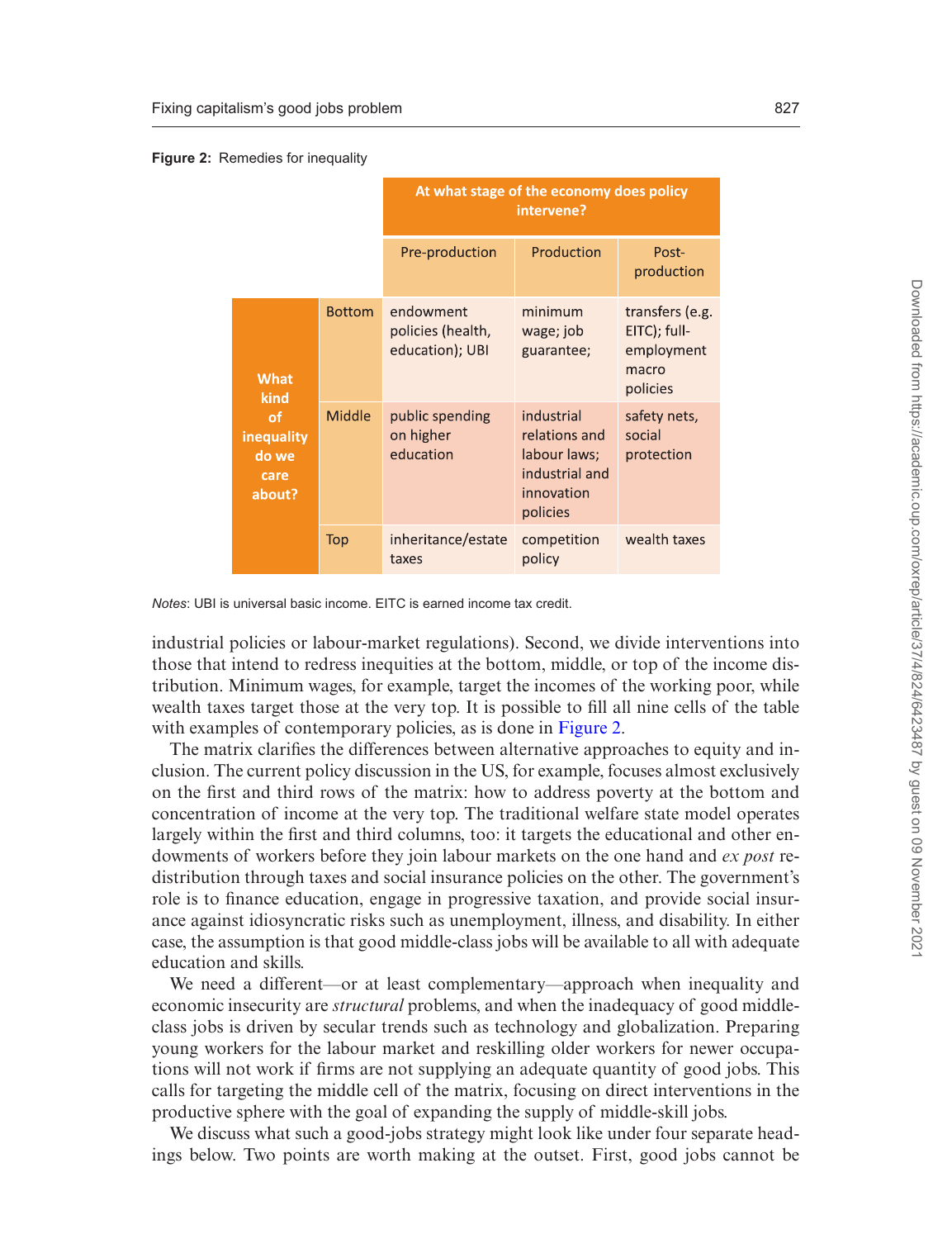**Figure 2:** Remedies for inequality

| What kind of inequality do we care about? | At what stage of the economy does policy intervene? | | |
|---|---|---|---|
| | Pre-production | Production | Post-production |
| Bottom | endowment policies (health, education); UBI | minimum wage; job guarantee; | transfers (e.g. EITC); full-employment macro policies |
| Middle | public spending on higher education | industrial relations and labour laws; industrial and innovation policies | safety nets, social protection |
| Top | inheritance/estate taxes | competition policy | wealth taxes |

*Notes*: UBI is universal basic income. EITC is earned income tax credit.

industrial policies or labour-market regulations). Second, we divide interventions into those that intend to redress inequities at the bottom, middle, or top of the income distribution. Minimum wages, for example, target the incomes of the working poor, while wealth taxes target those at the very top. It is possible to fill all nine cells of the table with examples of contemporary policies, as is done in Figure 2.

The matrix clarifies the differences between alternative approaches to equity and inclusion. The current policy discussion in the US, for example, focuses almost exclusively on the first and third rows of the matrix: how to address poverty at the bottom and concentration of income at the very top. The traditional welfare state model operates largely within the first and third columns, too: it targets the educational and other endowments of workers before they join labour markets on the one hand and *ex post* redistribution through taxes and social insurance policies on the other. The government's role is to finance education, engage in progressive taxation, and provide social insurance against idiosyncratic risks such as unemployment, illness, and disability. In either case, the assumption is that good middle-class jobs will be available to all with adequate education and skills.

We need a different—or at least complementary—approach when inequality and economic insecurity are *structural* problems, and when the inadequacy of good middle-class jobs is driven by secular trends such as technology and globalization. Preparing young workers for the labour market and reskilling older workers for newer occupations will not work if firms are not supplying an adequate quantity of good jobs. This calls for targeting the middle cell of the matrix, focusing on direct interventions in the productive sphere with the goal of expanding the supply of middle-skill jobs.

We discuss what such a good-jobs strategy might look like under four separate headings below. Two points are worth making at the outset. First, good jobs cannot be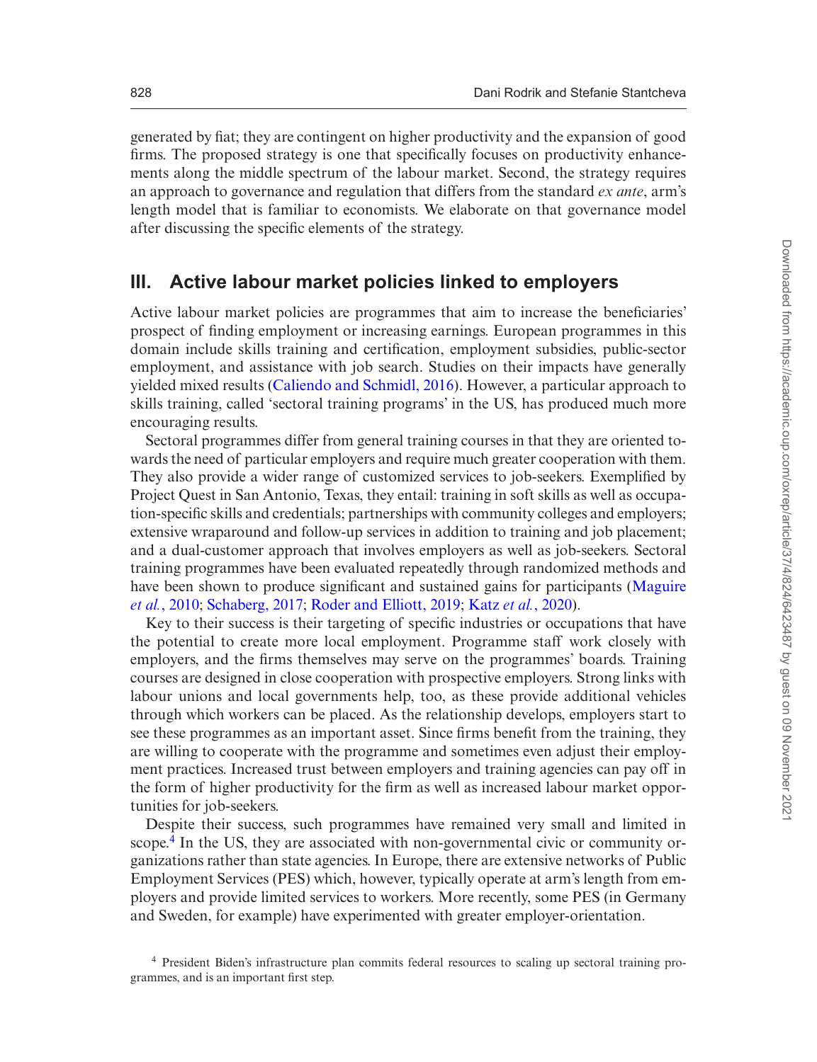generated by fiat; they are contingent on higher productivity and the expansion of good firms. The proposed strategy is one that specifically focuses on productivity enhancements along the middle spectrum of the labour market. Second, the strategy requires an approach to governance and regulation that differs from the standard *ex ante*, arm's length model that is familiar to economists. We elaborate on that governance model after discussing the specific elements of the strategy.

## III. Active labour market policies linked to employers

Active labour market policies are programmes that aim to increase the beneficiaries' prospect of finding employment or increasing earnings. European programmes in this domain include skills training and certification, employment subsidies, public-sector employment, and assistance with job search. Studies on their impacts have generally yielded mixed results (Caliendo and Schmidl, 2016). However, a particular approach to skills training, called 'sectoral training programs' in the US, has produced much more encouraging results.

Sectoral programmes differ from general training courses in that they are oriented towards the need of particular employers and require much greater cooperation with them. They also provide a wider range of customized services to job-seekers. Exemplified by Project Quest in San Antonio, Texas, they entail: training in soft skills as well as occupation-specific skills and credentials; partnerships with community colleges and employers; extensive wraparound and follow-up services in addition to training and job placement; and a dual-customer approach that involves employers as well as job-seekers. Sectoral training programmes have been evaluated repeatedly through randomized methods and have been shown to produce significant and sustained gains for participants (Maguire *et al.*, 2010; Schaberg, 2017; Roder and Elliott, 2019; Katz *et al.*, 2020).

Key to their success is their targeting of specific industries or occupations that have the potential to create more local employment. Programme staff work closely with employers, and the firms themselves may serve on the programmes' boards. Training courses are designed in close cooperation with prospective employers. Strong links with labour unions and local governments help, too, as these provide additional vehicles through which workers can be placed. As the relationship develops, employers start to see these programmes as an important asset. Since firms benefit from the training, they are willing to cooperate with the programme and sometimes even adjust their employment practices. Increased trust between employers and training agencies can pay off in the form of higher productivity for the firm as well as increased labour market opportunities for job-seekers.

Despite their success, such programmes have remained very small and limited in scope.[4] In the US, they are associated with non-governmental civic or community organizations rather than state agencies. In Europe, there are extensive networks of Public Employment Services (PES) which, however, typically operate at arm's length from employers and provide limited services to workers. More recently, some PES (in Germany and Sweden, for example) have experimented with greater employer-orientation.

[4] President Biden's infrastructure plan commits federal resources to scaling up sectoral training programmes, and is an important first step.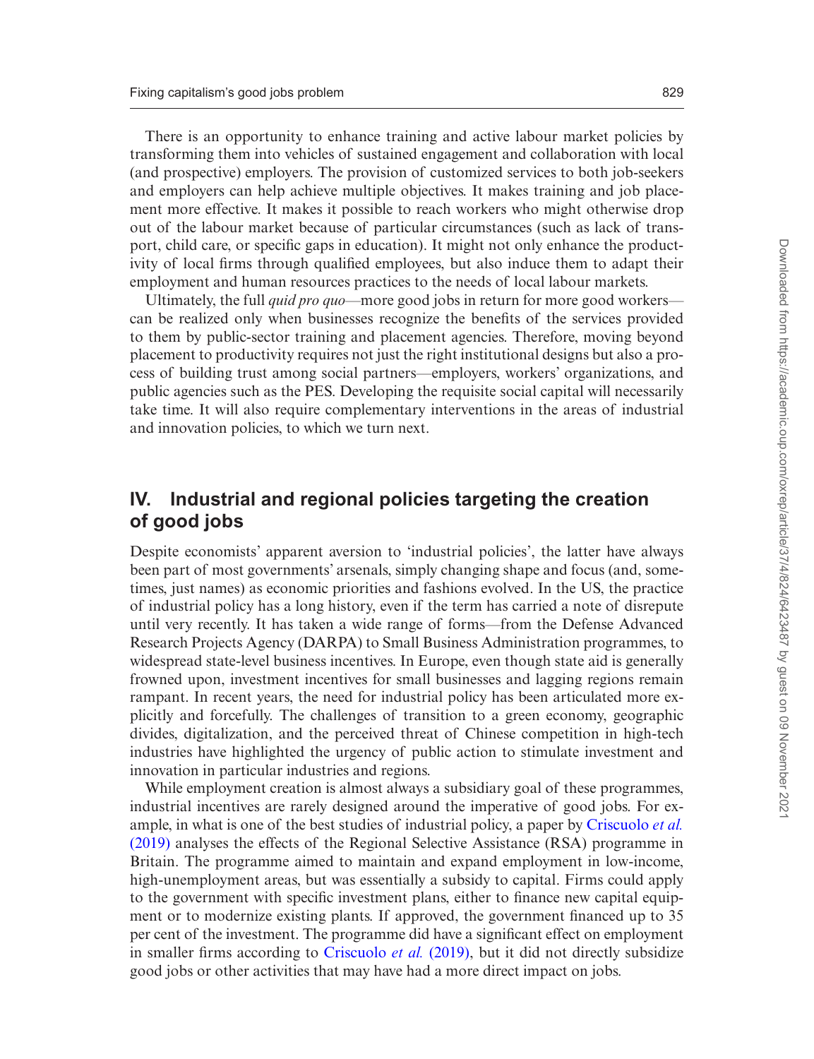There is an opportunity to enhance training and active labour market policies by transforming them into vehicles of sustained engagement and collaboration with local (and prospective) employers. The provision of customized services to both job-seekers and employers can help achieve multiple objectives. It makes training and job placement more effective. It makes it possible to reach workers who might otherwise drop out of the labour market because of particular circumstances (such as lack of transport, child care, or specific gaps in education). It might not only enhance the productivity of local firms through qualified employees, but also induce them to adapt their employment and human resources practices to the needs of local labour markets.

Ultimately, the full *quid pro quo*—more good jobs in return for more good workers—can be realized only when businesses recognize the benefits of the services provided to them by public-sector training and placement agencies. Therefore, moving beyond placement to productivity requires not just the right institutional designs but also a process of building trust among social partners—employers, workers' organizations, and public agencies such as the PES. Developing the requisite social capital will necessarily take time. It will also require complementary interventions in the areas of industrial and innovation policies, to which we turn next.

## IV. Industrial and regional policies targeting the creation of good jobs

Despite economists' apparent aversion to 'industrial policies', the latter have always been part of most governments' arsenals, simply changing shape and focus (and, sometimes, just names) as economic priorities and fashions evolved. In the US, the practice of industrial policy has a long history, even if the term has carried a note of disrepute until very recently. It has taken a wide range of forms—from the Defense Advanced Research Projects Agency (DARPA) to Small Business Administration programmes, to widespread state-level business incentives. In Europe, even though state aid is generally frowned upon, investment incentives for small businesses and lagging regions remain rampant. In recent years, the need for industrial policy has been articulated more explicitly and forcefully. The challenges of transition to a green economy, geographic divides, digitalization, and the perceived threat of Chinese competition in high-tech industries have highlighted the urgency of public action to stimulate investment and innovation in particular industries and regions.

While employment creation is almost always a subsidiary goal of these programmes, industrial incentives are rarely designed around the imperative of good jobs. For example, in what is one of the best studies of industrial policy, a paper by Criscuolo *et al.* (2019) analyses the effects of the Regional Selective Assistance (RSA) programme in Britain. The programme aimed to maintain and expand employment in low-income, high-unemployment areas, but was essentially a subsidy to capital. Firms could apply to the government with specific investment plans, either to finance new capital equipment or to modernize existing plants. If approved, the government financed up to 35 per cent of the investment. The programme did have a significant effect on employment in smaller firms according to Criscuolo *et al.* (2019), but it did not directly subsidize good jobs or other activities that may have had a more direct impact on jobs.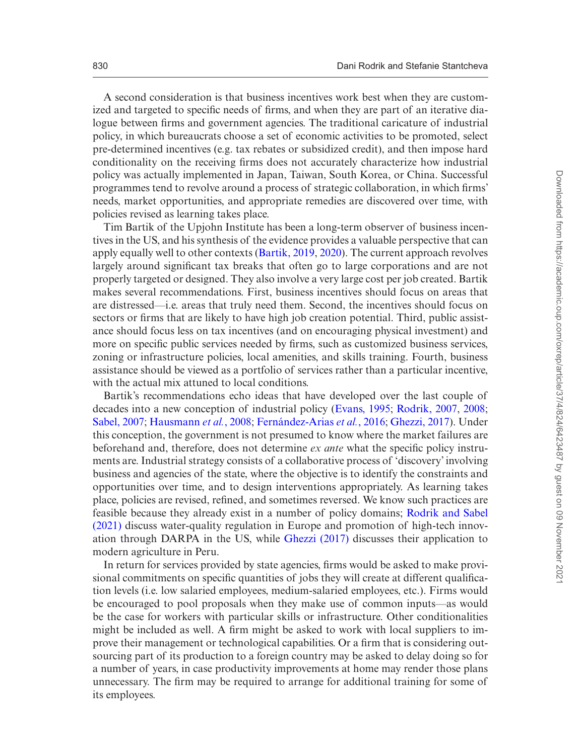A second consideration is that business incentives work best when they are customized and targeted to specific needs of firms, and when they are part of an iterative dialogue between firms and government agencies. The traditional caricature of industrial policy, in which bureaucrats choose a set of economic activities to be promoted, select pre-determined incentives (e.g. tax rebates or subsidized credit), and then impose hard conditionality on the receiving firms does not accurately characterize how industrial policy was actually implemented in Japan, Taiwan, South Korea, or China. Successful programmes tend to revolve around a process of strategic collaboration, in which firms' needs, market opportunities, and appropriate remedies are discovered over time, with policies revised as learning takes place.

Tim Bartik of the Upjohn Institute has been a long-term observer of business incentives in the US, and his synthesis of the evidence provides a valuable perspective that can apply equally well to other contexts (Bartik, 2019, 2020). The current approach revolves largely around significant tax breaks that often go to large corporations and are not properly targeted or designed. They also involve a very large cost per job created. Bartik makes several recommendations. First, business incentives should focus on areas that are distressed—i.e. areas that truly need them. Second, the incentives should focus on sectors or firms that are likely to have high job creation potential. Third, public assistance should focus less on tax incentives (and on encouraging physical investment) and more on specific public services needed by firms, such as customized business services, zoning or infrastructure policies, local amenities, and skills training. Fourth, business assistance should be viewed as a portfolio of services rather than a particular incentive, with the actual mix attuned to local conditions.

Bartik's recommendations echo ideas that have developed over the last couple of decades into a new conception of industrial policy (Evans, 1995; Rodrik, 2007, 2008; Sabel, 2007; Hausmann *et al.*, 2008; Fernández-Arias *et al.*, 2016; Ghezzi, 2017). Under this conception, the government is not presumed to know where the market failures are beforehand and, therefore, does not determine *ex ante* what the specific policy instruments are. Industrial strategy consists of a collaborative process of 'discovery' involving business and agencies of the state, where the objective is to identify the constraints and opportunities over time, and to design interventions appropriately. As learning takes place, policies are revised, refined, and sometimes reversed. We know such practices are feasible because they already exist in a number of policy domains; Rodrik and Sabel (2021) discuss water-quality regulation in Europe and promotion of high-tech innovation through DARPA in the US, while Ghezzi (2017) discusses their application to modern agriculture in Peru.

In return for services provided by state agencies, firms would be asked to make provisional commitments on specific quantities of jobs they will create at different qualification levels (i.e. low salaried employees, medium-salaried employees, etc.). Firms would be encouraged to pool proposals when they make use of common inputs—as would be the case for workers with particular skills or infrastructure. Other conditionalities might be included as well. A firm might be asked to work with local suppliers to improve their management or technological capabilities. Or a firm that is considering outsourcing part of its production to a foreign country may be asked to delay doing so for a number of years, in case productivity improvements at home may render those plans unnecessary. The firm may be required to arrange for additional training for some of its employees.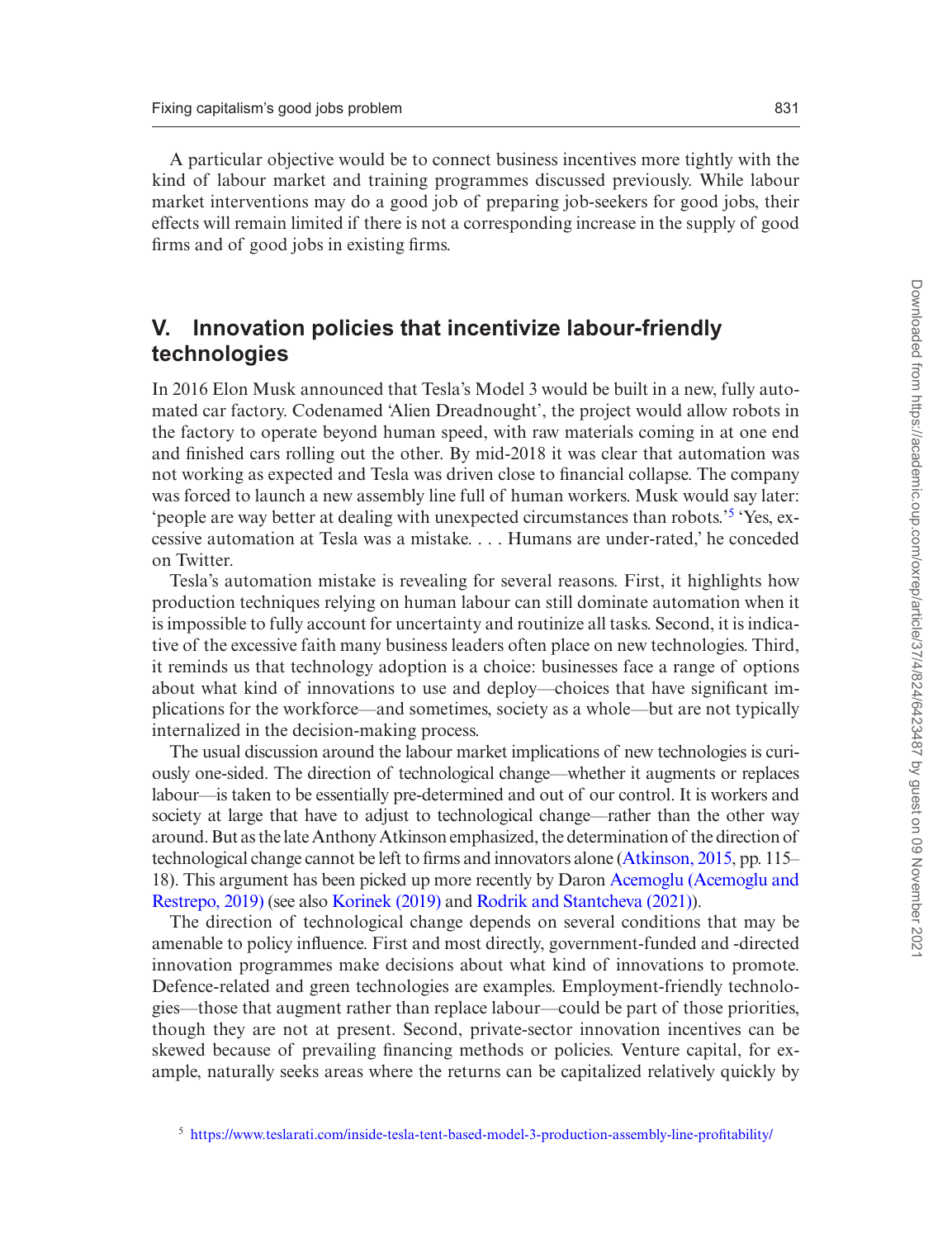A particular objective would be to connect business incentives more tightly with the kind of labour market and training programmes discussed previously. While labour market interventions may do a good job of preparing job-seekers for good jobs, their effects will remain limited if there is not a corresponding increase in the supply of good firms and of good jobs in existing firms.

## V. Innovation policies that incentivize labour-friendly technologies

In 2016 Elon Musk announced that Tesla's Model 3 would be built in a new, fully automated car factory. Codenamed 'Alien Dreadnought', the project would allow robots in the factory to operate beyond human speed, with raw materials coming in at one end and finished cars rolling out the other. By mid-2018 it was clear that automation was not working as expected and Tesla was driven close to financial collapse. The company was forced to launch a new assembly line full of human workers. Musk would say later: 'people are way better at dealing with unexpected circumstances than robots.'[5] 'Yes, excessive automation at Tesla was a mistake. . . . Humans are under-rated,' he conceded on Twitter.

Tesla's automation mistake is revealing for several reasons. First, it highlights how production techniques relying on human labour can still dominate automation when it is impossible to fully account for uncertainty and routinize all tasks. Second, it is indicative of the excessive faith many business leaders often place on new technologies. Third, it reminds us that technology adoption is a choice: businesses face a range of options about what kind of innovations to use and deploy—choices that have significant implications for the workforce—and sometimes, society as a whole—but are not typically internalized in the decision-making process.

The usual discussion around the labour market implications of new technologies is curiously one-sided. The direction of technological change—whether it augments or replaces labour—is taken to be essentially pre-determined and out of our control. It is workers and society at large that have to adjust to technological change—rather than the other way around. But as the late Anthony Atkinson emphasized, the determination of the direction of technological change cannot be left to firms and innovators alone (Atkinson, 2015, pp. 115–18). This argument has been picked up more recently by Daron Acemoglu (Acemoglu and Restrepo, 2019) (see also Korinek (2019) and Rodrik and Stantcheva (2021)).

The direction of technological change depends on several conditions that may be amenable to policy influence. First and most directly, government-funded and -directed innovation programmes make decisions about what kind of innovations to promote. Defence-related and green technologies are examples. Employment-friendly technologies—those that augment rather than replace labour—could be part of those priorities, though they are not at present. Second, private-sector innovation incentives can be skewed because of prevailing financing methods or policies. Venture capital, for example, naturally seeks areas where the returns can be capitalized relatively quickly by

[5] https://www.teslarati.com/inside-tesla-tent-based-model-3-production-assembly-line-profitability/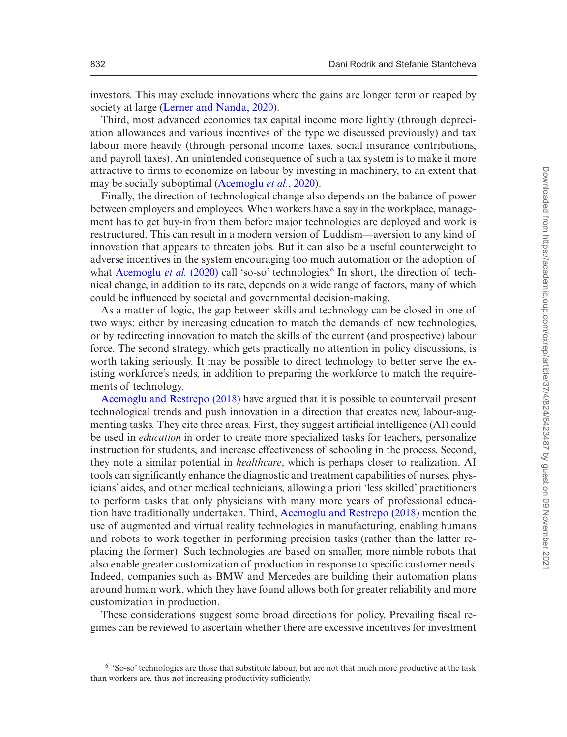investors. This may exclude innovations where the gains are longer term or reaped by society at large (Lerner and Nanda, 2020).

Third, most advanced economies tax capital income more lightly (through depreciation allowances and various incentives of the type we discussed previously) and tax labour more heavily (through personal income taxes, social insurance contributions, and payroll taxes). An unintended consequence of such a tax system is to make it more attractive to firms to economize on labour by investing in machinery, to an extent that may be socially suboptimal (Acemoglu *et al.*, 2020).

Finally, the direction of technological change also depends on the balance of power between employers and employees. When workers have a say in the workplace, management has to get buy-in from them before major technologies are deployed and work is restructured. This can result in a modern version of Luddism—aversion to any kind of innovation that appears to threaten jobs. But it can also be a useful counterweight to adverse incentives in the system encouraging too much automation or the adoption of what Acemoglu *et al.* (2020) call 'so-so' technologies.[6] In short, the direction of technical change, in addition to its rate, depends on a wide range of factors, many of which could be influenced by societal and governmental decision-making.

As a matter of logic, the gap between skills and technology can be closed in one of two ways: either by increasing education to match the demands of new technologies, or by redirecting innovation to match the skills of the current (and prospective) labour force. The second strategy, which gets practically no attention in policy discussions, is worth taking seriously. It may be possible to direct technology to better serve the existing workforce's needs, in addition to preparing the workforce to match the requirements of technology.

Acemoglu and Restrepo (2018) have argued that it is possible to countervail present technological trends and push innovation in a direction that creates new, labour-augmenting tasks. They cite three areas. First, they suggest artificial intelligence (AI) could be used in *education* in order to create more specialized tasks for teachers, personalize instruction for students, and increase effectiveness of schooling in the process. Second, they note a similar potential in *healthcare*, which is perhaps closer to realization. AI tools can significantly enhance the diagnostic and treatment capabilities of nurses, physicians' aides, and other medical technicians, allowing a priori 'less skilled' practitioners to perform tasks that only physicians with many more years of professional education have traditionally undertaken. Third, Acemoglu and Restrepo (2018) mention the use of augmented and virtual reality technologies in manufacturing, enabling humans and robots to work together in performing precision tasks (rather than the latter replacing the former). Such technologies are based on smaller, more nimble robots that also enable greater customization of production in response to specific customer needs. Indeed, companies such as BMW and Mercedes are building their automation plans around human work, which they have found allows both for greater reliability and more customization in production.

These considerations suggest some broad directions for policy. Prevailing fiscal regimes can be reviewed to ascertain whether there are excessive incentives for investment

[6] 'So-so' technologies are those that substitute labour, but are not that much more productive at the task than workers are, thus not increasing productivity sufficiently.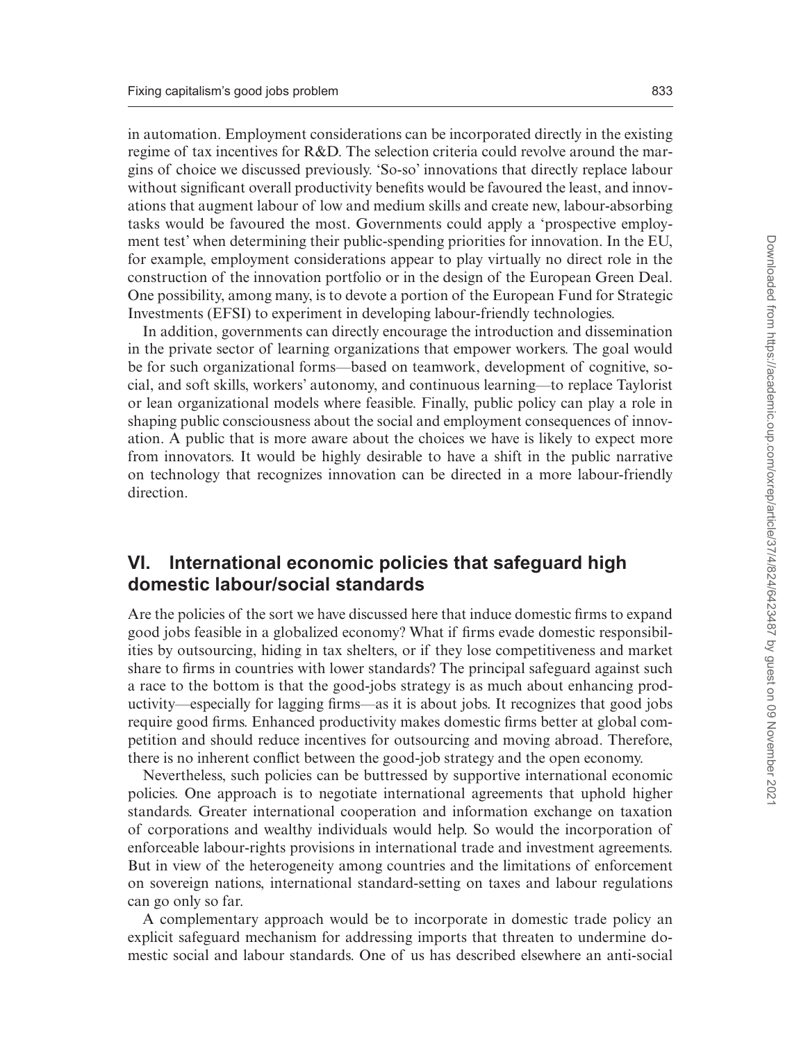in automation. Employment considerations can be incorporated directly in the existing regime of tax incentives for R&D. The selection criteria could revolve around the margins of choice we discussed previously. 'So-so' innovations that directly replace labour without significant overall productivity benefits would be favoured the least, and innovations that augment labour of low and medium skills and create new, labour-absorbing tasks would be favoured the most. Governments could apply a 'prospective employment test' when determining their public-spending priorities for innovation. In the EU, for example, employment considerations appear to play virtually no direct role in the construction of the innovation portfolio or in the design of the European Green Deal. One possibility, among many, is to devote a portion of the European Fund for Strategic Investments (EFSI) to experiment in developing labour-friendly technologies.

In addition, governments can directly encourage the introduction and dissemination in the private sector of learning organizations that empower workers. The goal would be for such organizational forms—based on teamwork, development of cognitive, social, and soft skills, workers' autonomy, and continuous learning—to replace Taylorist or lean organizational models where feasible. Finally, public policy can play a role in shaping public consciousness about the social and employment consequences of innovation. A public that is more aware about the choices we have is likely to expect more from innovators. It would be highly desirable to have a shift in the public narrative on technology that recognizes innovation can be directed in a more labour-friendly direction.

## VI. International economic policies that safeguard high domestic labour/social standards

Are the policies of the sort we have discussed here that induce domestic firms to expand good jobs feasible in a globalized economy? What if firms evade domestic responsibilities by outsourcing, hiding in tax shelters, or if they lose competitiveness and market share to firms in countries with lower standards? The principal safeguard against such a race to the bottom is that the good-jobs strategy is as much about enhancing productivity—especially for lagging firms—as it is about jobs. It recognizes that good jobs require good firms. Enhanced productivity makes domestic firms better at global competition and should reduce incentives for outsourcing and moving abroad. Therefore, there is no inherent conflict between the good-job strategy and the open economy.

Nevertheless, such policies can be buttressed by supportive international economic policies. One approach is to negotiate international agreements that uphold higher standards. Greater international cooperation and information exchange on taxation of corporations and wealthy individuals would help. So would the incorporation of enforceable labour-rights provisions in international trade and investment agreements. But in view of the heterogeneity among countries and the limitations of enforcement on sovereign nations, international standard-setting on taxes and labour regulations can go only so far.

A complementary approach would be to incorporate in domestic trade policy an explicit safeguard mechanism for addressing imports that threaten to undermine domestic social and labour standards. One of us has described elsewhere an anti-social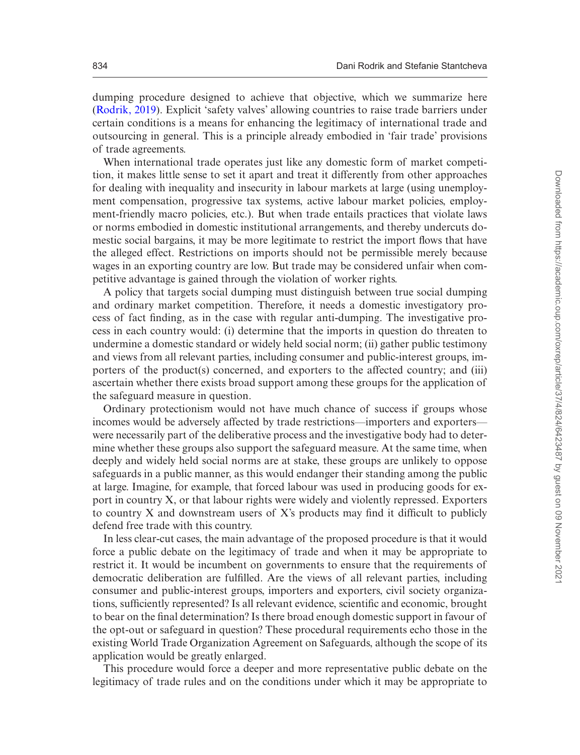dumping procedure designed to achieve that objective, which we summarize here (Rodrik, 2019). Explicit 'safety valves' allowing countries to raise trade barriers under certain conditions is a means for enhancing the legitimacy of international trade and outsourcing in general. This is a principle already embodied in 'fair trade' provisions of trade agreements.

When international trade operates just like any domestic form of market competition, it makes little sense to set it apart and treat it differently from other approaches for dealing with inequality and insecurity in labour markets at large (using unemployment compensation, progressive tax systems, active labour market policies, employment-friendly macro policies, etc.). But when trade entails practices that violate laws or norms embodied in domestic institutional arrangements, and thereby undercuts domestic social bargains, it may be more legitimate to restrict the import flows that have the alleged effect. Restrictions on imports should not be permissible merely because wages in an exporting country are low. But trade may be considered unfair when competitive advantage is gained through the violation of worker rights.

A policy that targets social dumping must distinguish between true social dumping and ordinary market competition. Therefore, it needs a domestic investigatory process of fact finding, as in the case with regular anti-dumping. The investigative process in each country would: (i) determine that the imports in question do threaten to undermine a domestic standard or widely held social norm; (ii) gather public testimony and views from all relevant parties, including consumer and public-interest groups, importers of the product(s) concerned, and exporters to the affected country; and (iii) ascertain whether there exists broad support among these groups for the application of the safeguard measure in question.

Ordinary protectionism would not have much chance of success if groups whose incomes would be adversely affected by trade restrictions—importers and exporters—were necessarily part of the deliberative process and the investigative body had to determine whether these groups also support the safeguard measure. At the same time, when deeply and widely held social norms are at stake, these groups are unlikely to oppose safeguards in a public manner, as this would endanger their standing among the public at large. Imagine, for example, that forced labour was used in producing goods for export in country X, or that labour rights were widely and violently repressed. Exporters to country X and downstream users of X's products may find it difficult to publicly defend free trade with this country.

In less clear-cut cases, the main advantage of the proposed procedure is that it would force a public debate on the legitimacy of trade and when it may be appropriate to restrict it. It would be incumbent on governments to ensure that the requirements of democratic deliberation are fulfilled. Are the views of all relevant parties, including consumer and public-interest groups, importers and exporters, civil society organizations, sufficiently represented? Is all relevant evidence, scientific and economic, brought to bear on the final determination? Is there broad enough domestic support in favour of the opt-out or safeguard in question? These procedural requirements echo those in the existing World Trade Organization Agreement on Safeguards, although the scope of its application would be greatly enlarged.

This procedure would force a deeper and more representative public debate on the legitimacy of trade rules and on the conditions under which it may be appropriate to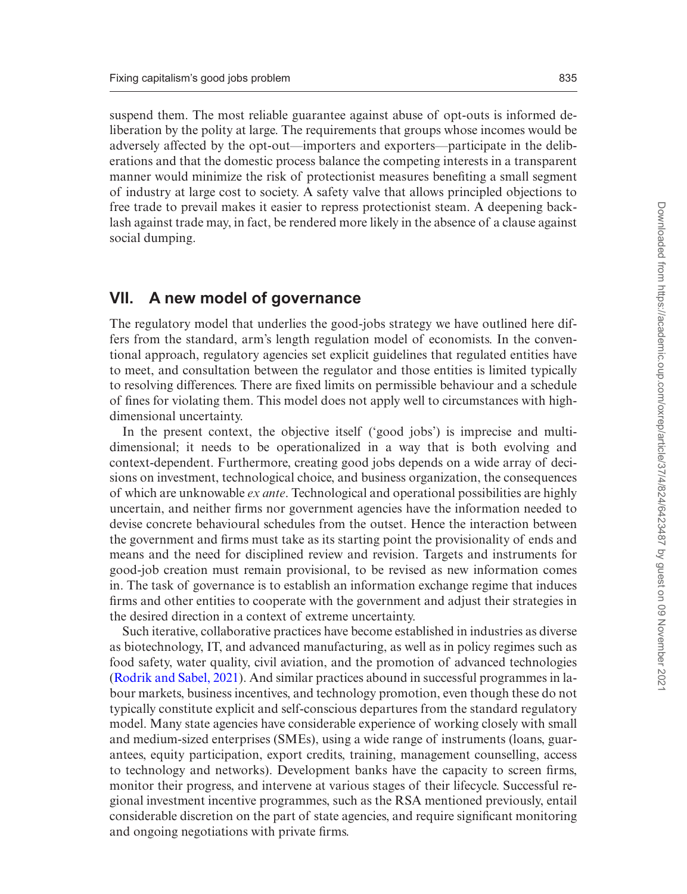suspend them. The most reliable guarantee against abuse of opt-outs is informed deliberation by the polity at large. The requirements that groups whose incomes would be adversely affected by the opt-out—importers and exporters—participate in the deliberations and that the domestic process balance the competing interests in a transparent manner would minimize the risk of protectionist measures benefiting a small segment of industry at large cost to society. A safety valve that allows principled objections to free trade to prevail makes it easier to repress protectionist steam. A deepening backlash against trade may, in fact, be rendered more likely in the absence of a clause against social dumping.

## VII. A new model of governance

The regulatory model that underlies the good-jobs strategy we have outlined here differs from the standard, arm's length regulation model of economists. In the conventional approach, regulatory agencies set explicit guidelines that regulated entities have to meet, and consultation between the regulator and those entities is limited typically to resolving differences. There are fixed limits on permissible behaviour and a schedule of fines for violating them. This model does not apply well to circumstances with high-dimensional uncertainty.

In the present context, the objective itself ('good jobs') is imprecise and multidimensional; it needs to be operationalized in a way that is both evolving and context-dependent. Furthermore, creating good jobs depends on a wide array of decisions on investment, technological choice, and business organization, the consequences of which are unknowable *ex ante*. Technological and operational possibilities are highly uncertain, and neither firms nor government agencies have the information needed to devise concrete behavioural schedules from the outset. Hence the interaction between the government and firms must take as its starting point the provisionality of ends and means and the need for disciplined review and revision. Targets and instruments for good-job creation must remain provisional, to be revised as new information comes in. The task of governance is to establish an information exchange regime that induces firms and other entities to cooperate with the government and adjust their strategies in the desired direction in a context of extreme uncertainty.

Such iterative, collaborative practices have become established in industries as diverse as biotechnology, IT, and advanced manufacturing, as well as in policy regimes such as food safety, water quality, civil aviation, and the promotion of advanced technologies (Rodrik and Sabel, 2021). And similar practices abound in successful programmes in labour markets, business incentives, and technology promotion, even though these do not typically constitute explicit and self-conscious departures from the standard regulatory model. Many state agencies have considerable experience of working closely with small and medium-sized enterprises (SMEs), using a wide range of instruments (loans, guarantees, equity participation, export credits, training, management counselling, access to technology and networks). Development banks have the capacity to screen firms, monitor their progress, and intervene at various stages of their lifecycle. Successful regional investment incentive programmes, such as the RSA mentioned previously, entail considerable discretion on the part of state agencies, and require significant monitoring and ongoing negotiations with private firms.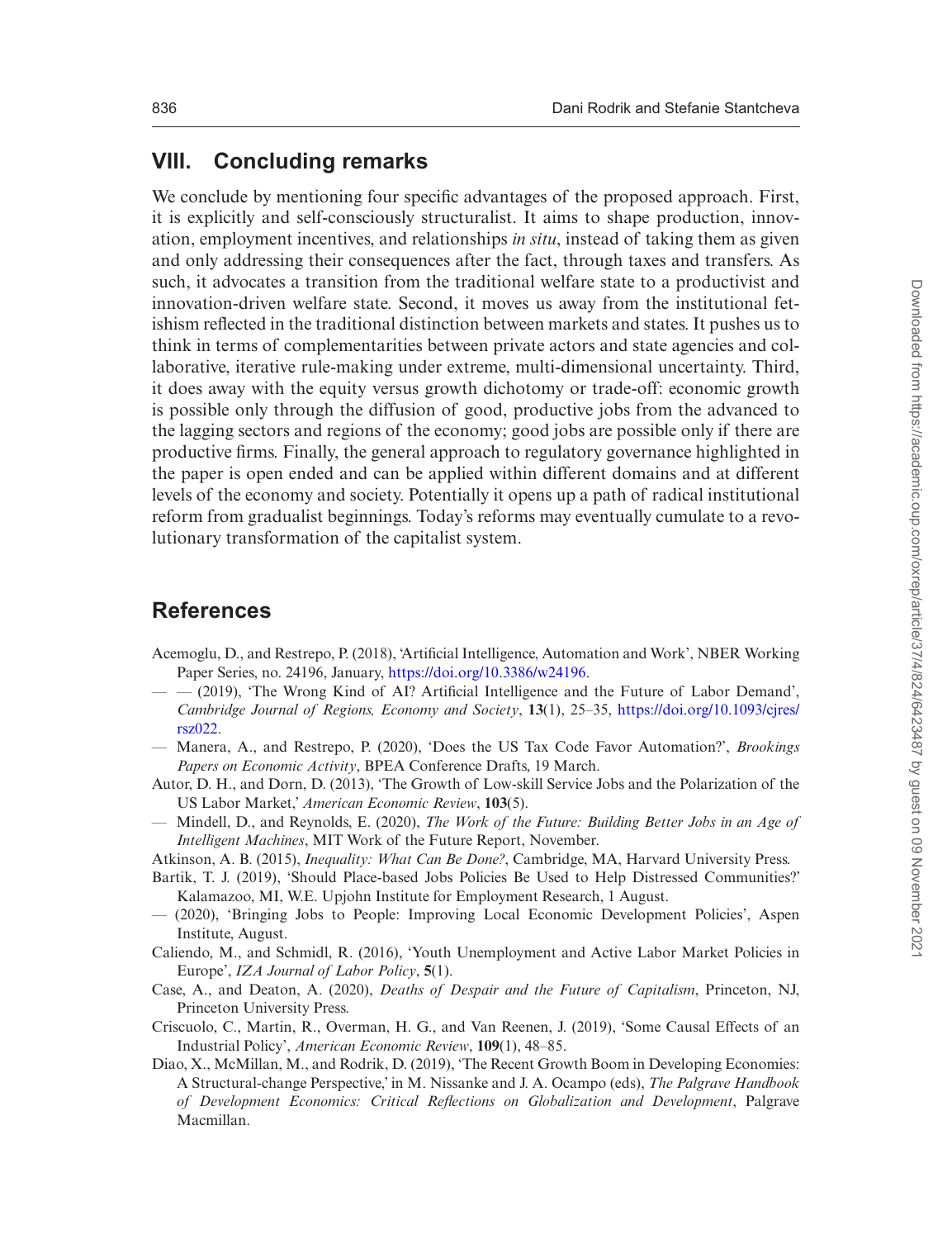## VIII. Concluding remarks

We conclude by mentioning four specific advantages of the proposed approach. First, it is explicitly and self-consciously structuralist. It aims to shape production, innovation, employment incentives, and relationships *in situ*, instead of taking them as given and only addressing their consequences after the fact, through taxes and transfers. As such, it advocates a transition from the traditional welfare state to a productivist and innovation-driven welfare state. Second, it moves us away from the institutional fetishism reflected in the traditional distinction between markets and states. It pushes us to think in terms of complementarities between private actors and state agencies and collaborative, iterative rule-making under extreme, multi-dimensional uncertainty. Third, it does away with the equity versus growth dichotomy or trade-off: economic growth is possible only through the diffusion of good, productive jobs from the advanced to the lagging sectors and regions of the economy; good jobs are possible only if there are productive firms. Finally, the general approach to regulatory governance highlighted in the paper is open ended and can be applied within different domains and at different levels of the economy and society. Potentially it opens up a path of radical institutional reform from gradualist beginnings. Today's reforms may eventually cumulate to a revolutionary transformation of the capitalist system.

## References

Acemoglu, D., and Restrepo, P. (2018), 'Artificial Intelligence, Automation and Work', NBER Working Paper Series, no. 24196, January, https://doi.org/10.3386/w24196.

— — (2019), 'The Wrong Kind of AI? Artificial Intelligence and the Future of Labor Demand', *Cambridge Journal of Regions, Economy and Society*, **13**(1), 25–35, https://doi.org/10.1093/cjres/rsz022.

— Manera, A., and Restrepo, P. (2020), 'Does the US Tax Code Favor Automation?', *Brookings Papers on Economic Activity*, BPEA Conference Drafts, 19 March.

Autor, D. H., and Dorn, D. (2013), 'The Growth of Low-skill Service Jobs and the Polarization of the US Labor Market,' *American Economic Review*, **103**(5).

— Mindell, D., and Reynolds, E. (2020), *The Work of the Future: Building Better Jobs in an Age of Intelligent Machines*, MIT Work of the Future Report, November.

Atkinson, A. B. (2015), *Inequality: What Can Be Done?*, Cambridge, MA, Harvard University Press.

Bartik, T. J. (2019), 'Should Place-based Jobs Policies Be Used to Help Distressed Communities?' Kalamazoo, MI, W.E. Upjohn Institute for Employment Research, 1 August.

— (2020), 'Bringing Jobs to People: Improving Local Economic Development Policies', Aspen Institute, August.

Caliendo, M., and Schmidl, R. (2016), 'Youth Unemployment and Active Labor Market Policies in Europe', *IZA Journal of Labor Policy*, **5**(1).

Case, A., and Deaton, A. (2020), *Deaths of Despair and the Future of Capitalism*, Princeton, NJ, Princeton University Press.

Criscuolo, C., Martin, R., Overman, H. G., and Van Reenen, J. (2019), 'Some Causal Effects of an Industrial Policy', *American Economic Review*, **109**(1), 48–85.

Diao, X., McMillan, M., and Rodrik, D. (2019), 'The Recent Growth Boom in Developing Economies: A Structural-change Perspective,' in M. Nissanke and J. A. Ocampo (eds), *The Palgrave Handbook of Development Economics: Critical Reflections on Globalization and Development*, Palgrave Macmillan.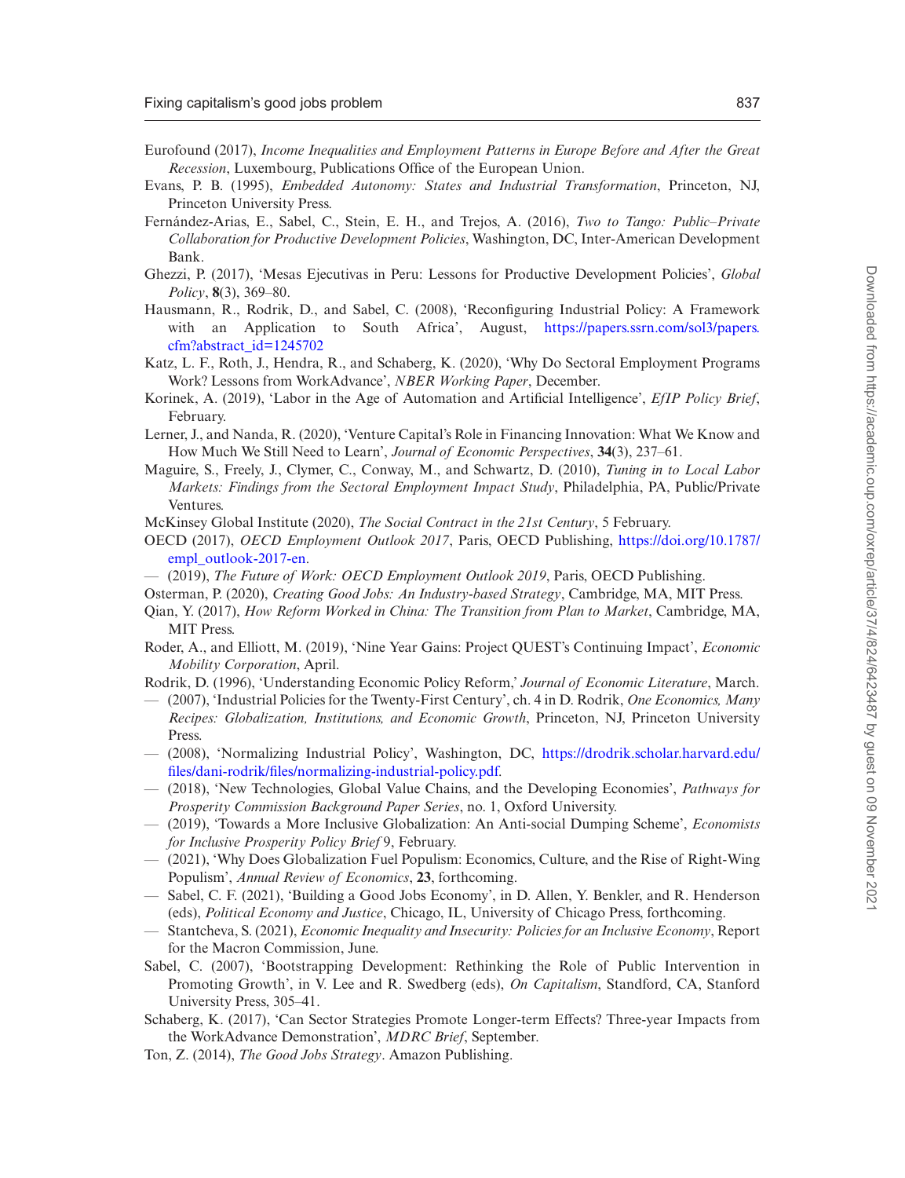Eurofound (2017), *Income Inequalities and Employment Patterns in Europe Before and After the Great Recession*, Luxembourg, Publications Office of the European Union.

Evans, P. B. (1995), *Embedded Autonomy: States and Industrial Transformation*, Princeton, NJ, Princeton University Press.

Fernández-Arias, E., Sabel, C., Stein, E. H., and Trejos, A. (2016), *Two to Tango: Public–Private Collaboration for Productive Development Policies*, Washington, DC, Inter-American Development Bank.

Ghezzi, P. (2017), 'Mesas Ejecutivas in Peru: Lessons for Productive Development Policies', *Global Policy*, **8**(3), 369–80.

Hausmann, R., Rodrik, D., and Sabel, C. (2008), 'Reconfiguring Industrial Policy: A Framework with an Application to South Africa', August, https://papers.ssrn.com/sol3/papers.cfm?abstract_id=1245702

Katz, L. F., Roth, J., Hendra, R., and Schaberg, K. (2020), 'Why Do Sectoral Employment Programs Work? Lessons from WorkAdvance', *NBER Working Paper*, December.

Korinek, A. (2019), 'Labor in the Age of Automation and Artificial Intelligence', *EfIP Policy Brief*, February.

Lerner, J., and Nanda, R. (2020), 'Venture Capital's Role in Financing Innovation: What We Know and How Much We Still Need to Learn', *Journal of Economic Perspectives*, **34**(3), 237–61.

Maguire, S., Freely, J., Clymer, C., Conway, M., and Schwartz, D. (2010), *Tuning in to Local Labor Markets: Findings from the Sectoral Employment Impact Study*, Philadelphia, PA, Public/Private Ventures.

McKinsey Global Institute (2020), *The Social Contract in the 21st Century*, 5 February.

OECD (2017), *OECD Employment Outlook 2017*, Paris, OECD Publishing, https://doi.org/10.1787/empl_outlook-2017-en.

— (2019), *The Future of Work: OECD Employment Outlook 2019*, Paris, OECD Publishing.

Osterman, P. (2020), *Creating Good Jobs: An Industry-based Strategy*, Cambridge, MA, MIT Press.

Qian, Y. (2017), *How Reform Worked in China: The Transition from Plan to Market*, Cambridge, MA, MIT Press.

Roder, A., and Elliott, M. (2019), 'Nine Year Gains: Project QUEST's Continuing Impact', *Economic Mobility Corporation*, April.

Rodrik, D. (1996), 'Understanding Economic Policy Reform,' *Journal of Economic Literature*, March.

— (2007), 'Industrial Policies for the Twenty-First Century', ch. 4 in D. Rodrik, *One Economics, Many Recipes: Globalization, Institutions, and Economic Growth*, Princeton, NJ, Princeton University Press.

— (2008), 'Normalizing Industrial Policy', Washington, DC, https://drodrik.scholar.harvard.edu/files/dani-rodrik/files/normalizing-industrial-policy.pdf.

— (2018), 'New Technologies, Global Value Chains, and the Developing Economies', *Pathways for Prosperity Commission Background Paper Series*, no. 1, Oxford University.

— (2019), 'Towards a More Inclusive Globalization: An Anti-social Dumping Scheme', *Economists for Inclusive Prosperity Policy Brief* 9, February.

— (2021), 'Why Does Globalization Fuel Populism: Economics, Culture, and the Rise of Right-Wing Populism', *Annual Review of Economics*, **23**, forthcoming.

— Sabel, C. F. (2021), 'Building a Good Jobs Economy', in D. Allen, Y. Benkler, and R. Henderson (eds), *Political Economy and Justice*, Chicago, IL, University of Chicago Press, forthcoming.

— Stantcheva, S. (2021), *Economic Inequality and Insecurity: Policies for an Inclusive Economy*, Report for the Macron Commission, June.

Sabel, C. (2007), 'Bootstrapping Development: Rethinking the Role of Public Intervention in Promoting Growth', in V. Lee and R. Swedberg (eds), *On Capitalism*, Standford, CA, Stanford University Press, 305–41.

Schaberg, K. (2017), 'Can Sector Strategies Promote Longer-term Effects? Three-year Impacts from the WorkAdvance Demonstration', *MDRC Brief*, September.

Ton, Z. (2014), *The Good Jobs Strategy*. Amazon Publishing.